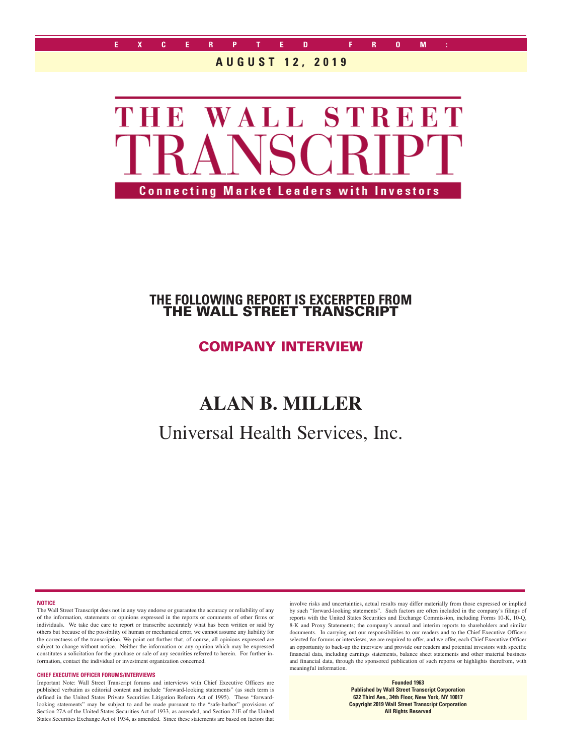EXCERPTED FROM:

**AUGUST 12, 2019**

# THE WALL STREET TRANSCRIPT

**Connecting Market Leaders with Investors**

## THE FOLLOWING REPORT IS EXCERPTED FROM THE WALL STREET TRANSCRIPT

## COMPANY INTERVIEW

# ALAN B. MILLER

## Universal Health Services, Inc.

**NOTICE**

The Wall Street Transcript does not in any way endorse or guarantee the accuracy or reliability of any of the information, statements or opinions expressed in the reports or comments of other firms or individuals. We take due care to report or transcribe accurately what has been written or said by others but because of the possibility of human or mechanical error, we cannot assume any liability for the correctness of the transcription. We point out further that, of course, all opinions expressed are subject to change without notice. Neither the information or any opinion which may be expressed constitutes a solicitation for the purchase or sale of any securities referred to herein. For further information, contact the individual or investment organization concerned.

**CHIEF EXECUTIVE OFFICER FORUMS/INTERVIEWS**

Important Note: Wall Street Transcript forums and interviews with Chief Executive Officers are published verbatim as editorial content and include "forward-looking statements" (as such term is defined in the United States Private Securities Litigation Reform Act of 1995). These "forward-looking statements" may be subject to and be made pursuant to the "safe-harbor" provisions of Section 27A of the United States Securities Act of 1933, as amended, and Section 21E of the United States Securities Exchange Act of 1934, as amended. Since these statements are based on factors that involve risks and uncertainties, actual results may differ materially from those expressed or implied by such "forward-looking statements". Such factors are often included in the company's filings of reports with the United States Securities and Exchange Commission, including Forms 10-K, 10-Q, 8-K and Proxy Statements; the company's annual and interim reports to shareholders and similar documents. In carrying out our responsibilities to our readers and to the Chief Executive Officers selected for forums or interviews, we are required to offer, and we offer, each Chief Executive Officer an opportunity to back-up the interview and provide our readers and potential investors with specific financial data, including earnings statements, balance sheet statements and other material business and financial data, through the sponsored publication of such reports or highlights therefrom, with meaningful information.

**Founded 1963**
**Published by Wall Street Transcript Corporation**
**622 Third Ave., 34th Floor, New York, NY 10017**
**Copyright 2019 Wall Street Transcript Corporation**
**All Rights Reserved**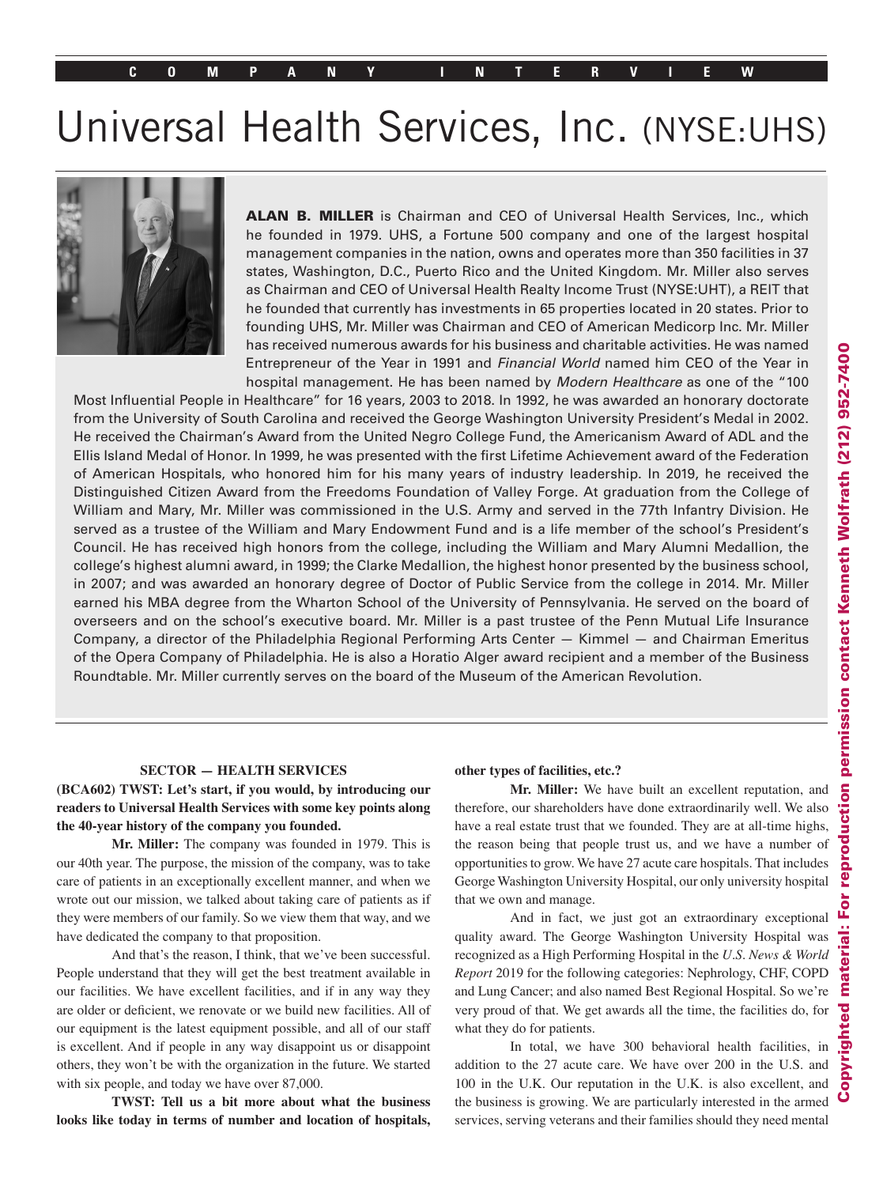COMPANY INTERVIEW

# Universal Health Services, Inc. (NYSE:UHS)

**ALAN B. MILLER** is Chairman and CEO of Universal Health Services, Inc., which he founded in 1979. UHS, a Fortune 500 company and one of the largest hospital management companies in the nation, owns and operates more than 350 facilities in 37 states, Washington, D.C., Puerto Rico and the United Kingdom. Mr. Miller also serves as Chairman and CEO of Universal Health Realty Income Trust (NYSE:UHT), a REIT that he founded that currently has investments in 65 properties located in 20 states. Prior to founding UHS, Mr. Miller was Chairman and CEO of American Medicorp Inc. Mr. Miller has received numerous awards for his business and charitable activities. He was named Entrepreneur of the Year in 1991 and *Financial World* named him CEO of the Year in hospital management. He has been named by *Modern Healthcare* as one of the "100 Most Influential People in Healthcare" for 16 years, 2003 to 2018. In 1992, he was awarded an honorary doctorate from the University of South Carolina and received the George Washington University President's Medal in 2002. He received the Chairman's Award from the United Negro College Fund, the Americanism Award of ADL and the Ellis Island Medal of Honor. In 1999, he was presented with the first Lifetime Achievement award of the Federation of American Hospitals, who honored him for his many years of industry leadership. In 2019, he received the Distinguished Citizen Award from the Freedoms Foundation of Valley Forge. At graduation from the College of William and Mary, Mr. Miller was commissioned in the U.S. Army and served in the 77th Infantry Division. He served as a trustee of the William and Mary Endowment Fund and is a life member of the school's President's Council. He has received high honors from the college, including the William and Mary Alumni Medallion, the college's highest alumni award, in 1999; the Clarke Medallion, the highest honor presented by the business school, in 2007; and was awarded an honorary degree of Doctor of Public Service from the college in 2014. Mr. Miller earned his MBA degree from the Wharton School of the University of Pennsylvania. He served on the board of overseers and on the school's executive board. Mr. Miller is a past trustee of the Penn Mutual Life Insurance Company, a director of the Philadelphia Regional Performing Arts Center — Kimmel — and Chairman Emeritus of the Opera Company of Philadelphia. He is also a Horatio Alger award recipient and a member of the Business Roundtable. Mr. Miller currently serves on the board of the Museum of the American Revolution.

Copyrighted material: For reproduction permission contact Kenneth Wolfrath (212) 952-7400

**SECTOR — HEALTH SERVICES**

**(BCA602) TWST: Let's start, if you would, by introducing our readers to Universal Health Services with some key points along the 40-year history of the company you founded.**

**Mr. Miller:** The company was founded in 1979. This is our 40th year. The purpose, the mission of the company, was to take care of patients in an exceptionally excellent manner, and when we wrote out our mission, we talked about taking care of patients as if they were members of our family. So we view them that way, and we have dedicated the company to that proposition.

And that's the reason, I think, that we've been successful. People understand that they will get the best treatment available in our facilities. We have excellent facilities, and if in any way they are older or deficient, we renovate or we build new facilities. All of our equipment is the latest equipment possible, and all of our staff is excellent. And if people in any way disappoint us or disappoint others, they won't be with the organization in the future. We started with six people, and today we have over 87,000.

**TWST: Tell us a bit more about what the business looks like today in terms of number and location of hospitals, other types of facilities, etc.?**

**Mr. Miller:** We have built an excellent reputation, and therefore, our shareholders have done extraordinarily well. We also have a real estate trust that we founded. They are at all-time highs, the reason being that people trust us, and we have a number of opportunities to grow. We have 27 acute care hospitals. That includes George Washington University Hospital, our only university hospital that we own and manage.

And in fact, we just got an extraordinary exceptional quality award. The George Washington University Hospital was recognized as a High Performing Hospital in the *U.S. News & World Report* 2019 for the following categories: Nephrology, CHF, COPD and Lung Cancer; and also named Best Regional Hospital. So we're very proud of that. We get awards all the time, the facilities do, for what they do for patients.

In total, we have 300 behavioral health facilities, in addition to the 27 acute care. We have over 200 in the U.S. and 100 in the U.K. Our reputation in the U.K. is also excellent, and the business is growing. We are particularly interested in the armed services, serving veterans and their families should they need mental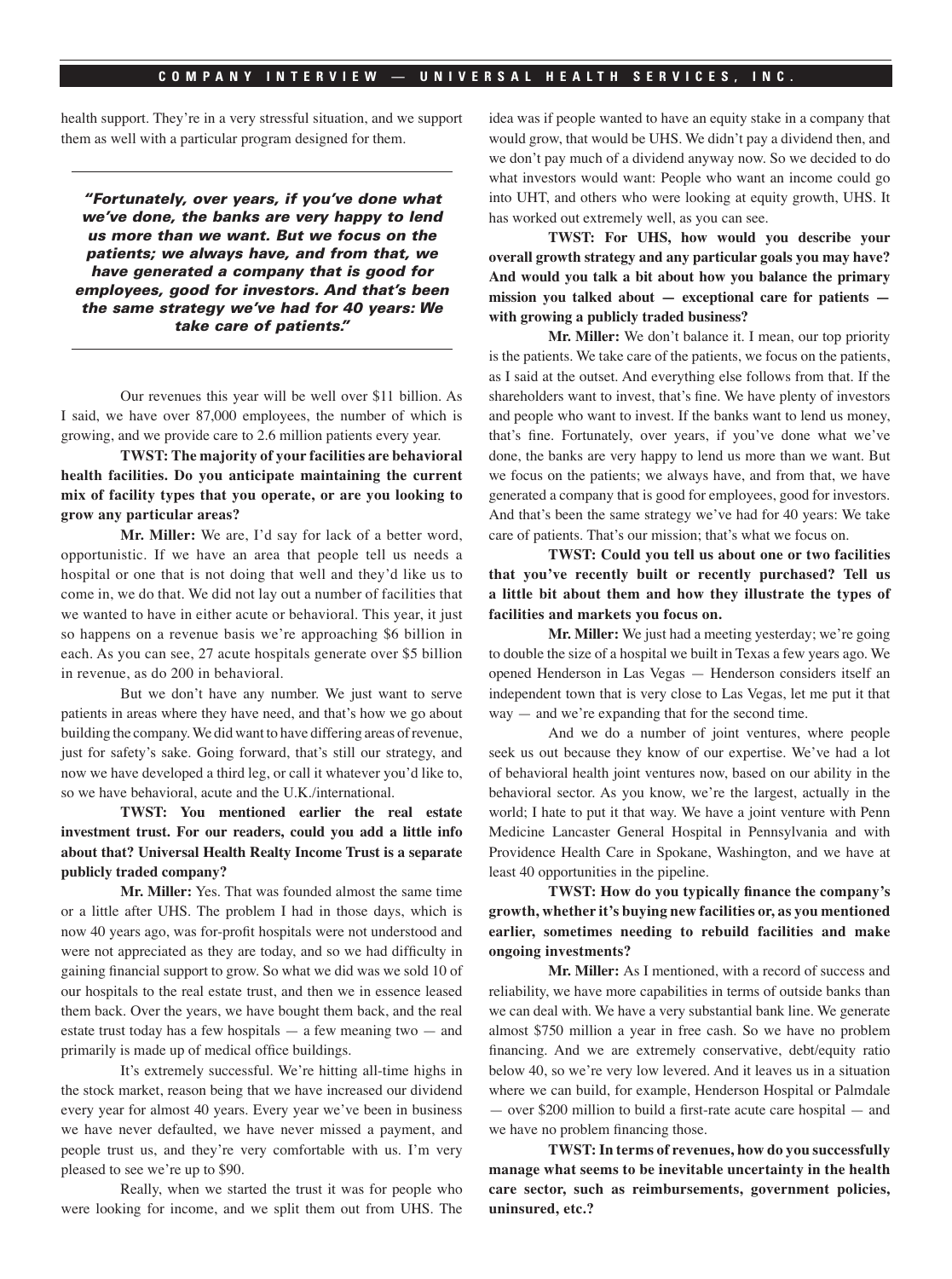health support. They're in a very stressful situation, and we support them as well with a particular program designed for them.

> ***"Fortunately, over years, if you've done what we've done, the banks are very happy to lend us more than we want. But we focus on the patients; we always have, and from that, we have generated a company that is good for employees, good for investors. And that's been the same strategy we've had for 40 years: We take care of patients."***

Our revenues this year will be well over $11 billion. As I said, we have over 87,000 employees, the number of which is growing, and we provide care to 2.6 million patients every year.

**TWST: The majority of your facilities are behavioral health facilities. Do you anticipate maintaining the current mix of facility types that you operate, or are you looking to grow any particular areas?**

**Mr. Miller:** We are, I'd say for lack of a better word, opportunistic. If we have an area that people tell us needs a hospital or one that is not doing that well and they'd like us to come in, we do that. We did not lay out a number of facilities that we wanted to have in either acute or behavioral. This year, it just so happens on a revenue basis we're approaching $6 billion in each. As you can see, 27 acute hospitals generate over $5 billion in revenue, as do 200 in behavioral.

But we don't have any number. We just want to serve patients in areas where they have need, and that's how we go about building the company. We did want to have differing areas of revenue, just for safety's sake. Going forward, that's still our strategy, and now we have developed a third leg, or call it whatever you'd like to, so we have behavioral, acute and the U.K./international.

**TWST: You mentioned earlier the real estate investment trust. For our readers, could you add a little info about that? Universal Health Realty Income Trust is a separate publicly traded company?**

**Mr. Miller:** Yes. That was founded almost the same time or a little after UHS. The problem I had in those days, which is now 40 years ago, was for-profit hospitals were not understood and were not appreciated as they are today, and so we had difficulty in gaining financial support to grow. So what we did was we sold 10 of our hospitals to the real estate trust, and then we in essence leased them back. Over the years, we have bought them back, and the real estate trust today has a few hospitals — a few meaning two — and primarily is made up of medical office buildings.

It's extremely successful. We're hitting all-time highs in the stock market, reason being that we have increased our dividend every year for almost 40 years. Every year we've been in business we have never defaulted, we have never missed a payment, and people trust us, and they're very comfortable with us. I'm very pleased to see we're up to $90.

Really, when we started the trust it was for people who were looking for income, and we split them out from UHS. The idea was if people wanted to have an equity stake in a company that would grow, that would be UHS. We didn't pay a dividend then, and we don't pay much of a dividend anyway now. So we decided to do what investors would want: People who want an income could go into UHT, and others who were looking at equity growth, UHS. It has worked out extremely well, as you can see.

**TWST: For UHS, how would you describe your overall growth strategy and any particular goals you may have? And would you talk a bit about how you balance the primary mission you talked about — exceptional care for patients — with growing a publicly traded business?**

**Mr. Miller:** We don't balance it. I mean, our top priority is the patients. We take care of the patients, we focus on the patients, as I said at the outset. And everything else follows from that. If the shareholders want to invest, that's fine. We have plenty of investors and people who want to invest. If the banks want to lend us money, that's fine. Fortunately, over years, if you've done what we've done, the banks are very happy to lend us more than we want. But we focus on the patients; we always have, and from that, we have generated a company that is good for employees, good for investors. And that's been the same strategy we've had for 40 years: We take care of patients. That's our mission; that's what we focus on.

**TWST: Could you tell us about one or two facilities that you've recently built or recently purchased? Tell us a little bit about them and how they illustrate the types of facilities and markets you focus on.**

**Mr. Miller:** We just had a meeting yesterday; we're going to double the size of a hospital we built in Texas a few years ago. We opened Henderson in Las Vegas — Henderson considers itself an independent town that is very close to Las Vegas, let me put it that way — and we're expanding that for the second time.

And we do a number of joint ventures, where people seek us out because they know of our expertise. We've had a lot of behavioral health joint ventures now, based on our ability in the behavioral sector. As you know, we're the largest, actually in the world; I hate to put it that way. We have a joint venture with Penn Medicine Lancaster General Hospital in Pennsylvania and with Providence Health Care in Spokane, Washington, and we have at least 40 opportunities in the pipeline.

**TWST: How do you typically finance the company's growth, whether it's buying new facilities or, as you mentioned earlier, sometimes needing to rebuild facilities and make ongoing investments?**

**Mr. Miller:** As I mentioned, with a record of success and reliability, we have more capabilities in terms of outside banks than we can deal with. We have a very substantial bank line. We generate almost $750 million a year in free cash. So we have no problem financing. And we are extremely conservative, debt/equity ratio below 40, so we're very low levered. And it leaves us in a situation where we can build, for example, Henderson Hospital or Palmdale — over $200 million to build a first-rate acute care hospital — and we have no problem financing those.

**TWST: In terms of revenues, how do you successfully manage what seems to be inevitable uncertainty in the health care sector, such as reimbursements, government policies, uninsured, etc.?**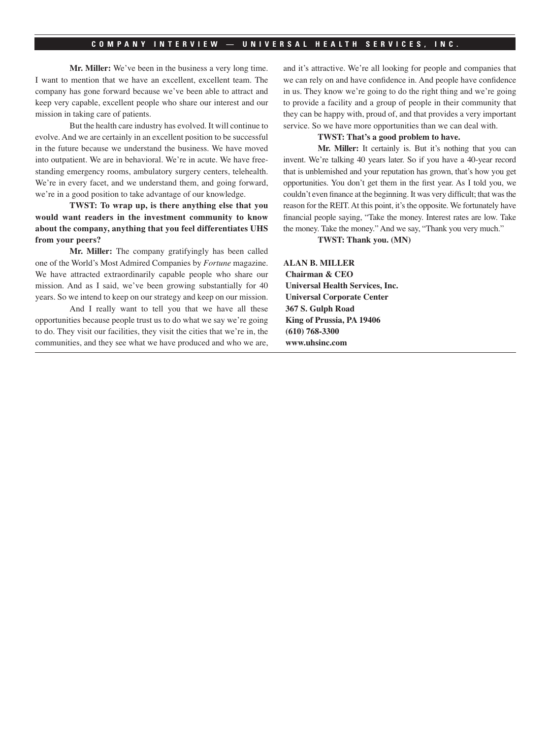**Mr. Miller:** We've been in the business a very long time. I want to mention that we have an excellent, excellent team. The company has gone forward because we've been able to attract and keep very capable, excellent people who share our interest and our mission in taking care of patients.

But the health care industry has evolved. It will continue to evolve. And we are certainly in an excellent position to be successful in the future because we understand the business. We have moved into outpatient. We are in behavioral. We're in acute. We have free-standing emergency rooms, ambulatory surgery centers, telehealth. We're in every facet, and we understand them, and going forward, we're in a good position to take advantage of our knowledge.

**TWST: To wrap up, is there anything else that you would want readers in the investment community to know about the company, anything that you feel differentiates UHS from your peers?**

**Mr. Miller:** The company gratifyingly has been called one of the World's Most Admired Companies by *Fortune* magazine. We have attracted extraordinarily capable people who share our mission. And as I said, we've been growing substantially for 40 years. So we intend to keep on our strategy and keep on our mission.

And I really want to tell you that we have all these opportunities because people trust us to do what we say we're going to do. They visit our facilities, they visit the cities that we're in, the communities, and they see what we have produced and who we are, and it's attractive. We're all looking for people and companies that we can rely on and have confidence in. And people have confidence in us. They know we're going to do the right thing and we're going to provide a facility and a group of people in their community that they can be happy with, proud of, and that provides a very important service. So we have more opportunities than we can deal with.

**TWST: That's a good problem to have.**

**Mr. Miller:** It certainly is. But it's nothing that you can invent. We're talking 40 years later. So if you have a 40-year record that is unblemished and your reputation has grown, that's how you get opportunities. You don't get them in the first year. As I told you, we couldn't even finance at the beginning. It was very difficult; that was the reason for the REIT. At this point, it's the opposite. We fortunately have financial people saying, "Take the money. Interest rates are low. Take the money. Take the money." And we say, "Thank you very much."

**TWST: Thank you. (MN)**

**ALAN B. MILLER**
**Chairman & CEO**
**Universal Health Services, Inc.**
**Universal Corporate Center**
**367 S. Gulph Road**
**King of Prussia, PA 19406**
**(610) 768-3300**
**www.uhsinc.com**